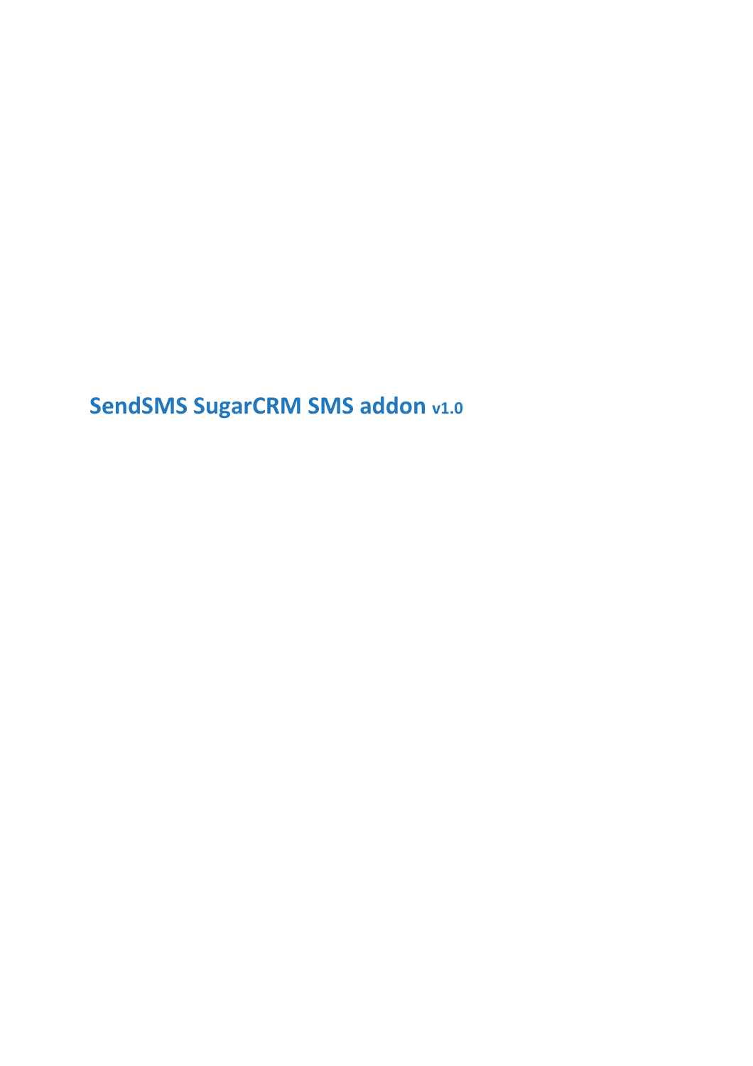# SendSMS SugarCRM SMS addon v1.0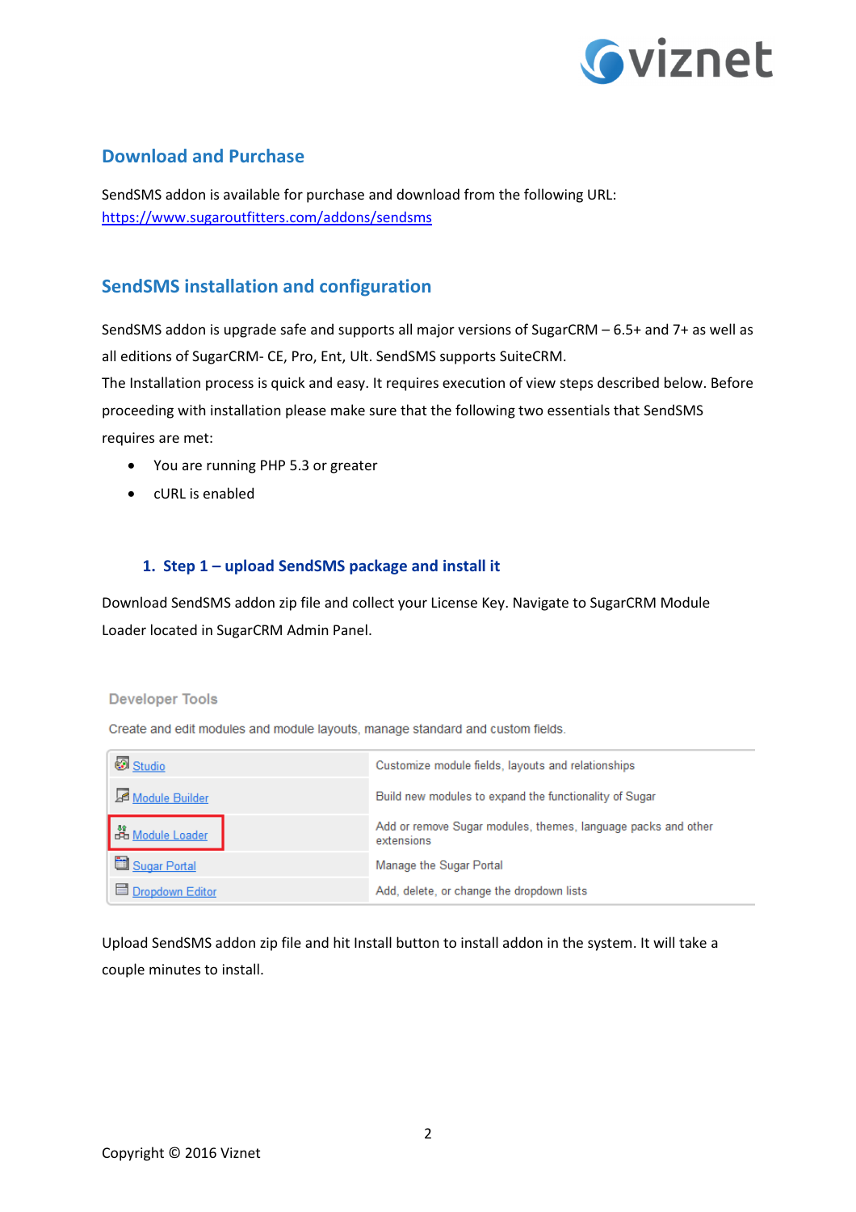## Download and Purchase

SendSMS addon is available for purchase and download from the following URL:
[https://www.sugaroutfitters.com/addons/sendsms](https://www.sugaroutfitters.com/addons/sendsms)

## SendSMS installation and configuration

SendSMS addon is upgrade safe and supports all major versions of SugarCRM – 6.5+ and 7+ as well as all editions of SugarCRM- CE, Pro, Ent, Ult. SendSMS supports SuiteCRM.
The Installation process is quick and easy. It requires execution of view steps described below. Before proceeding with installation please make sure that the following two essentials that SendSMS requires are met:

- You are running PHP 5.3 or greater
- cURL is enabled

### 1. Step 1 – upload SendSMS package and install it

Download SendSMS addon zip file and collect your License Key. Navigate to SugarCRM Module Loader located in SugarCRM Admin Panel.

**Developer Tools**

Create and edit modules and module layouts, manage standard and custom fields.

| | |
|---|---|
| Studio | Customize module fields, layouts and relationships |
| Module Builder | Build new modules to expand the functionality of Sugar |
| Module Loader | Add or remove Sugar modules, themes, language packs and other extensions |
| Sugar Portal | Manage the Sugar Portal |
| Dropdown Editor | Add, delete, or change the dropdown lists |

Upload SendSMS addon zip file and hit Install button to install addon in the system. It will take a couple minutes to install.

Copyright © 2016 Viznet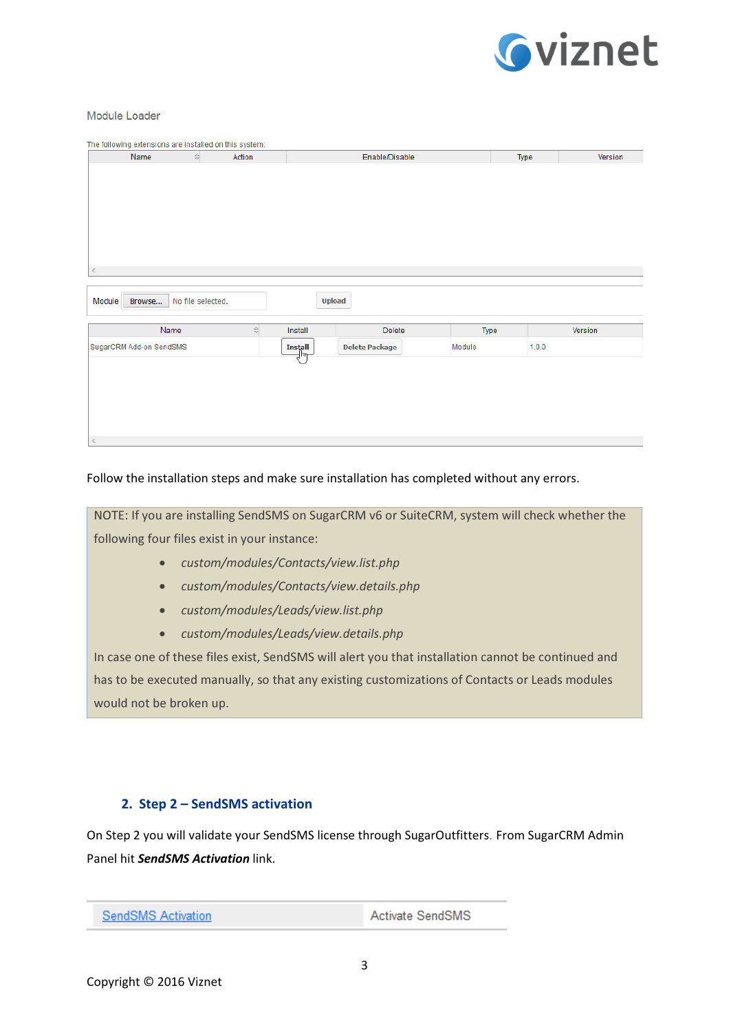Module Loader

The following extensions are installed on this system:

| Name | Action | Enable/Disable | Type | Version |
| --- | --- | --- | --- | --- |

Module Browse... No file selected. Upload

| Name | Install | Delete | Type | Version |
| --- | --- | --- | --- | --- |
| SugarCRM Add-on SendSMS | Install | Delete Package | Module | 1.0.0 |

Follow the installation steps and make sure installation has completed without any errors.

NOTE: If you are installing SendSMS on SugarCRM v6 or SuiteCRM, system will check whether the following four files exist in your instance:

- *custom/modules/Contacts/view.list.php*
- *custom/modules/Contacts/view.details.php*
- *custom/modules/Leads/view.list.php*
- *custom/modules/Leads/view.details.php*

In case one of these files exist, SendSMS will alert you that installation cannot be continued and has to be executed manually, so that any existing customizations of Contacts or Leads modules would not be broken up.

## 2. Step 2 – SendSMS activation

On Step 2 you will validate your SendSMS license through SugarOutfitters. From SugarCRM Admin Panel hit ***SendSMS Activation*** link.

| SendSMS Activation | Activate SendSMS |
| --- | --- |

Copyright © 2016 Viznet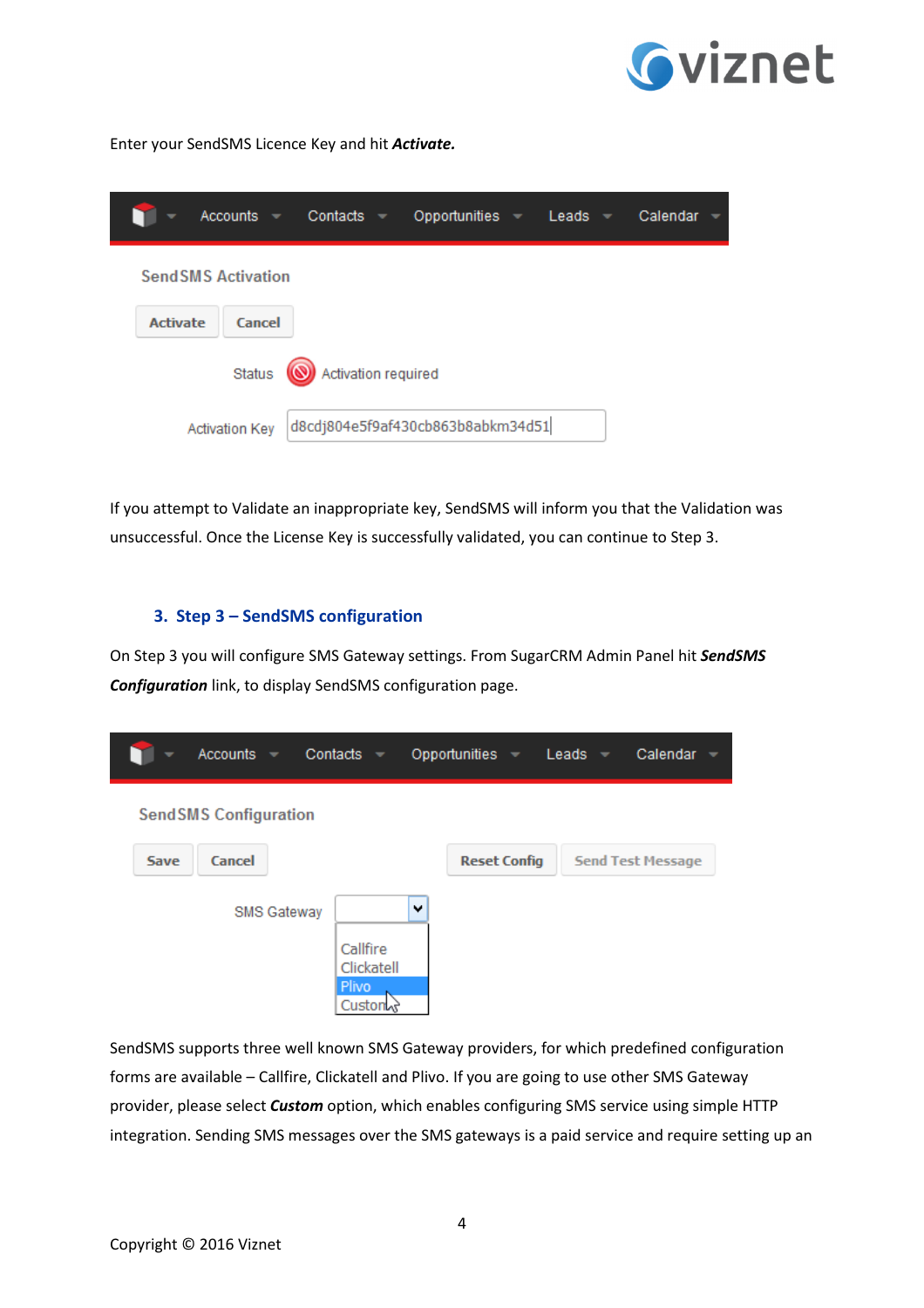Enter your SendSMS Licence Key and hit ***Activate.***

If you attempt to Validate an inappropriate key, SendSMS will inform you that the Validation was unsuccessful. Once the License Key is successfully validated, you can continue to Step 3.

## 3. Step 3 – SendSMS configuration

On Step 3 you will configure SMS Gateway settings. From SugarCRM Admin Panel hit ***SendSMS Configuration*** link, to display SendSMS configuration page.

SendSMS supports three well known SMS Gateway providers, for which predefined configuration forms are available – Callfire, Clickatell and Plivo. If you are going to use other SMS Gateway provider, please select ***Custom*** option, which enables configuring SMS service using simple HTTP integration. Sending SMS messages over the SMS gateways is a paid service and require setting up an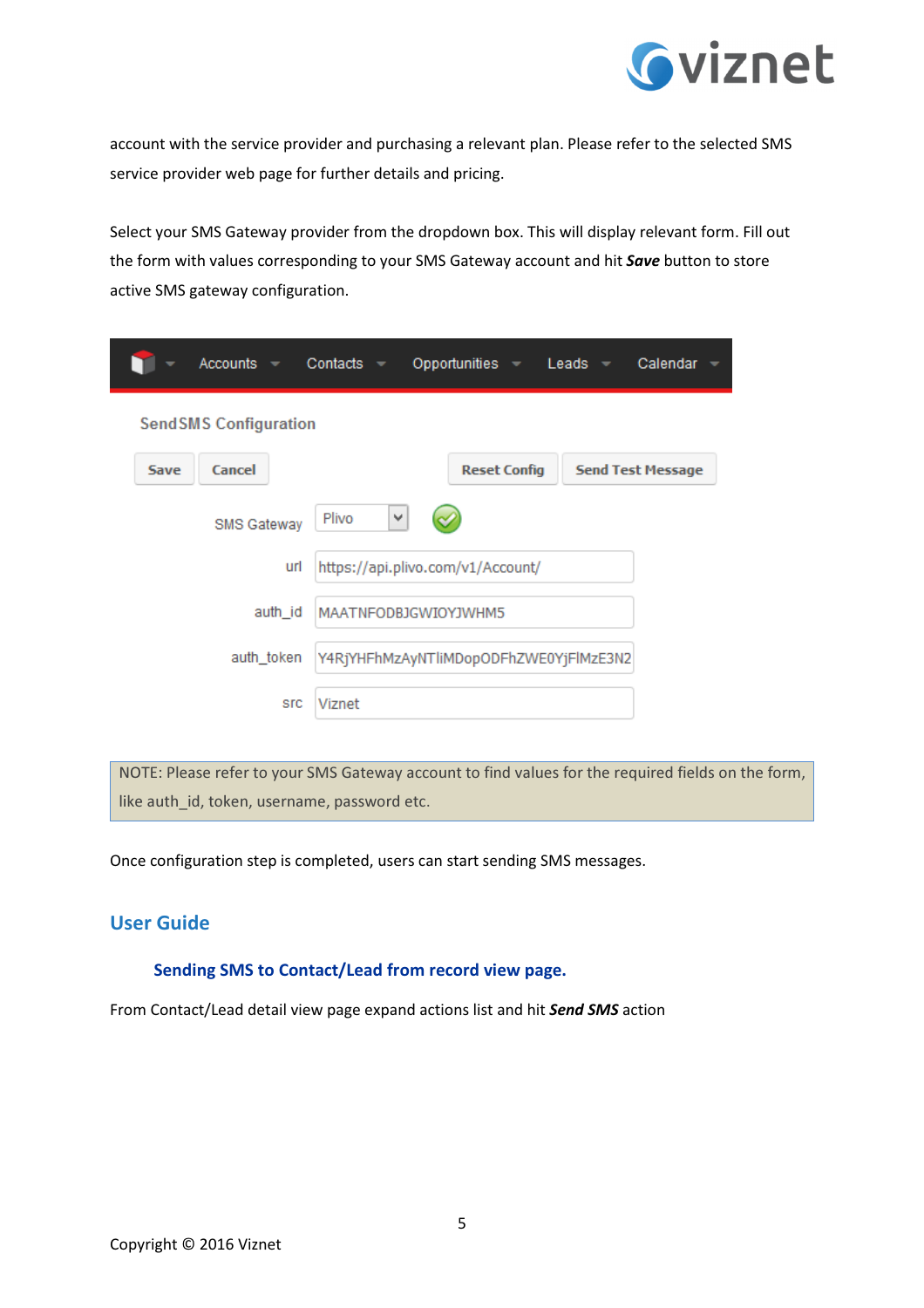account with the service provider and purchasing a relevant plan. Please refer to the selected SMS service provider web page for further details and pricing.

Select your SMS Gateway provider from the dropdown box. This will display relevant form. Fill out the form with values corresponding to your SMS Gateway account and hit ***Save*** button to store active SMS gateway configuration.

NOTE: Please refer to your SMS Gateway account to find values for the required fields on the form, like auth_id, token, username, password etc.

Once configuration step is completed, users can start sending SMS messages.

## User Guide

### Sending SMS to Contact/Lead from record view page.

From Contact/Lead detail view page expand actions list and hit ***Send SMS*** action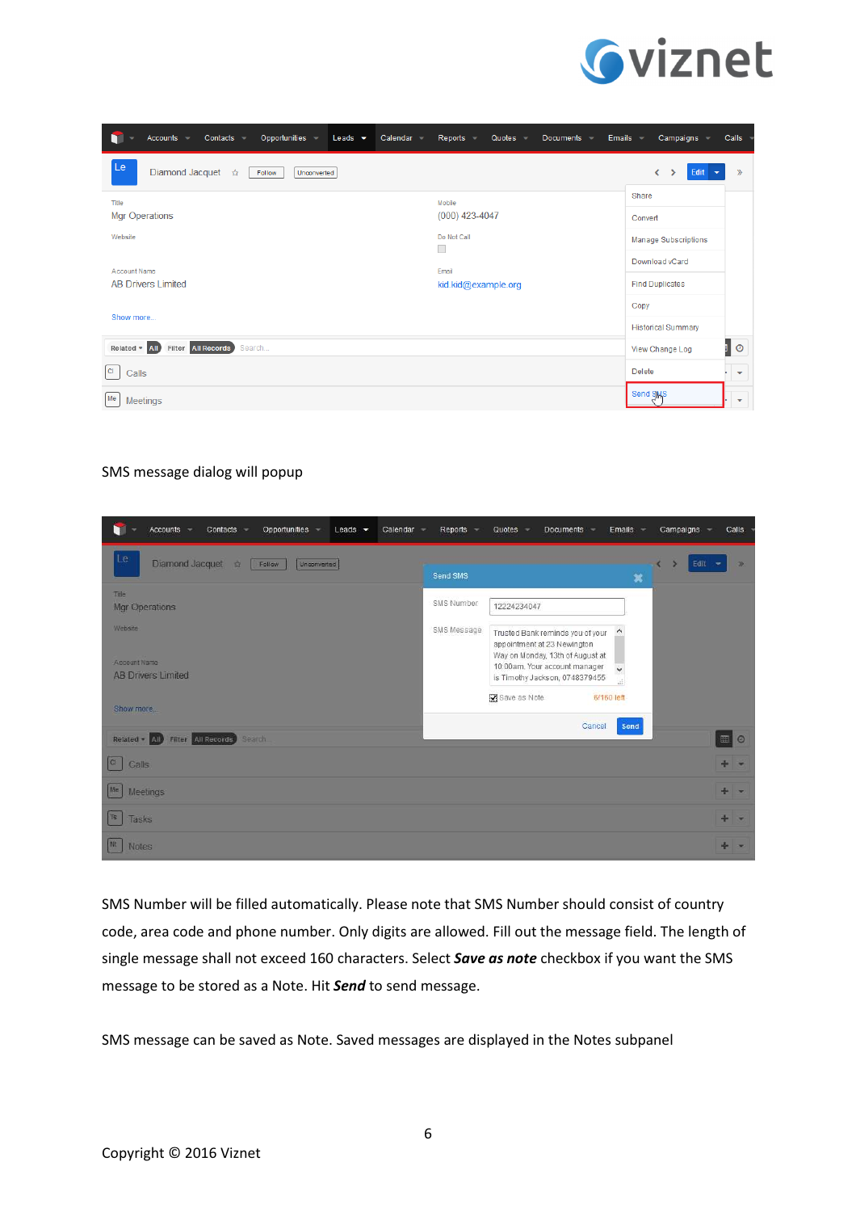SMS message dialog will popup

SMS Number will be filled automatically. Please note that SMS Number should consist of country code, area code and phone number. Only digits are allowed. Fill out the message field. The length of single message shall not exceed 160 characters. Select ***Save as note*** checkbox if you want the SMS message to be stored as a Note. Hit ***Send*** to send message.

SMS message can be saved as Note. Saved messages are displayed in the Notes subpanel

Copyright © 2016 Viznet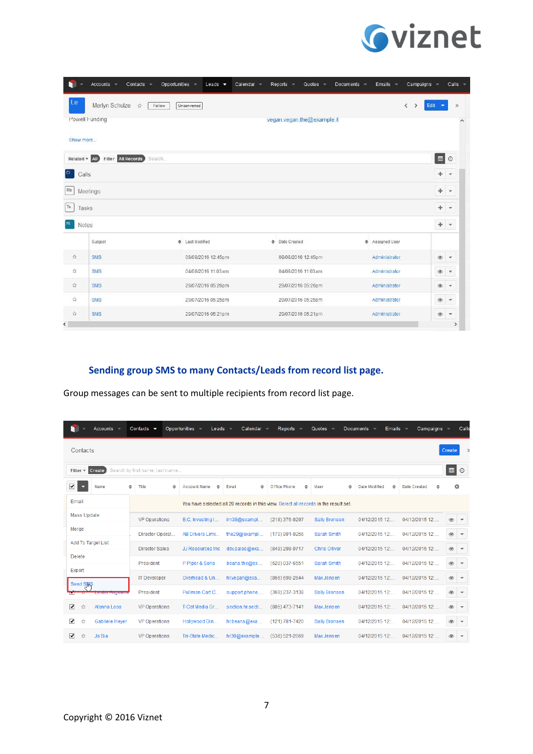## Sending group SMS to many Contacts/Leads from record list page.

Group messages can be sent to multiple recipients from record list page.

Copyright © 2016 Viznet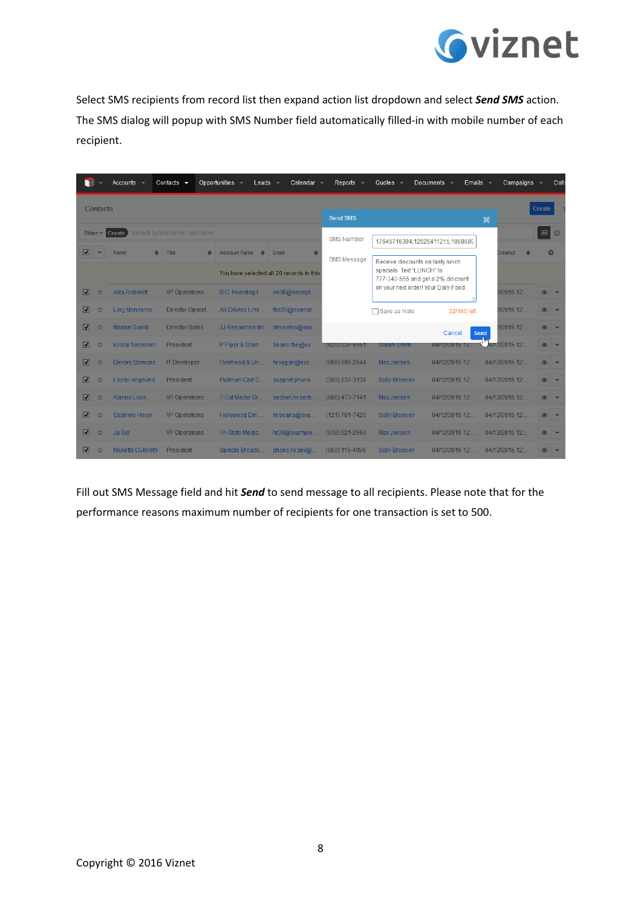Select SMS recipients from record list then expand action list dropdown and select ***Send SMS*** action. The SMS dialog will popup with SMS Number field automatically filled-in with mobile number of each recipient.

Fill out SMS Message field and hit ***Send*** to send message to all recipients. Please note that for the performance reasons maximum number of recipients for one transaction is set to 500.

Copyright © 2016 Viznet